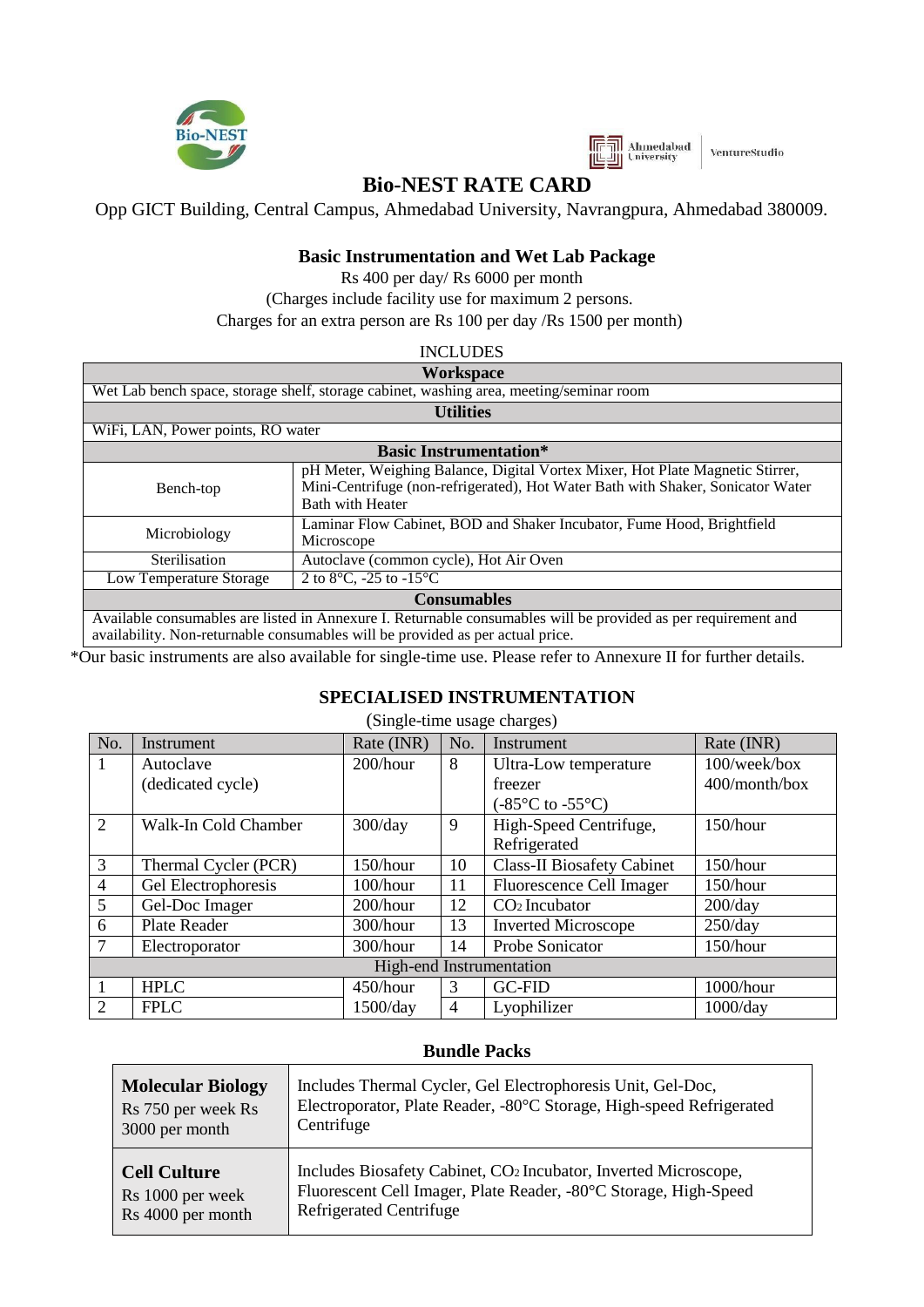# Bio-NEST RATE CARD

Opp GICT Building, Central Campus, Ahmedabad University, Navrangpura, Ahmedabad 380009.

### Basic Instrumentation and Wet Lab Package

Rs 400 per day/ Rs 6000 per month

(Charges include facility use for maximum 2 persons.

Charges for an extra person are Rs 100 per day /Rs 1500 per month)

INCLUDES

| **Workspace** | |
|---|---|
| Wet Lab bench space, storage shelf, storage cabinet, washing area, meeting/seminar room | |
| **Utilities** | |
| WiFi, LAN, Power points, RO water | |
| **Basic Instrumentation*** | |
| Bench-top | pH Meter, Weighing Balance, Digital Vortex Mixer, Hot Plate Magnetic Stirrer, Mini-Centrifuge (non-refrigerated), Hot Water Bath with Shaker, Sonicator Water Bath with Heater |
| Microbiology | Laminar Flow Cabinet, BOD and Shaker Incubator, Fume Hood, Brightfield Microscope |
| Sterilisation | Autoclave (common cycle), Hot Air Oven |
| Low Temperature Storage | 2 to 8°C, -25 to -15°C |
| **Consumables** | |
| Available consumables are listed in Annexure I. Returnable consumables will be provided as per requirement and availability. Non-returnable consumables will be provided as per actual price. | |

*Our basic instruments are also available for single-time use. Please refer to Annexure II for further details.

### SPECIALISED INSTRUMENTATION

(Single-time usage charges)

| No. | Instrument | Rate (INR) | No. | Instrument | Rate (INR) |
|---|---|---|---|---|---|
| 1 | Autoclave (dedicated cycle) | 200/hour | 8 | Ultra-Low temperature freezer (-85°C to -55°C) | 100/week/box 400/month/box |
| 2 | Walk-In Cold Chamber | 300/day | 9 | High-Speed Centrifuge, Refrigerated | 150/hour |
| 3 | Thermal Cycler (PCR) | 150/hour | 10 | Class-II Biosafety Cabinet | 150/hour |
| 4 | Gel Electrophoresis | 100/hour | 11 | Fluorescence Cell Imager | 150/hour |
| 5 | Gel-Doc Imager | 200/hour | 12 | $CO_2$ Incubator | 200/day |
| 6 | Plate Reader | 300/hour | 13 | Inverted Microscope | 250/day |
| 7 | Electroporator | 300/hour | 14 | Probe Sonicator | 150/hour |
| High-end Instrumentation | | | | | |
| 1 | HPLC | 450/hour | 3 | GC-FID | 1000/hour |
| 2 | FPLC | 1500/day | 4 | Lyophilizer | 1000/day |

### Bundle Packs

| | |
|---|---|
| **Molecular Biology** Rs 750 per week Rs 3000 per month | Includes Thermal Cycler, Gel Electrophoresis Unit, Gel-Doc, Electroporator, Plate Reader, -80°C Storage, High-speed Refrigerated Centrifuge |
| **Cell Culture** Rs 1000 per week Rs 4000 per month | Includes Biosafety Cabinet, $CO_2$ Incubator, Inverted Microscope, Fluorescent Cell Imager, Plate Reader, -80°C Storage, High-Speed Refrigerated Centrifuge |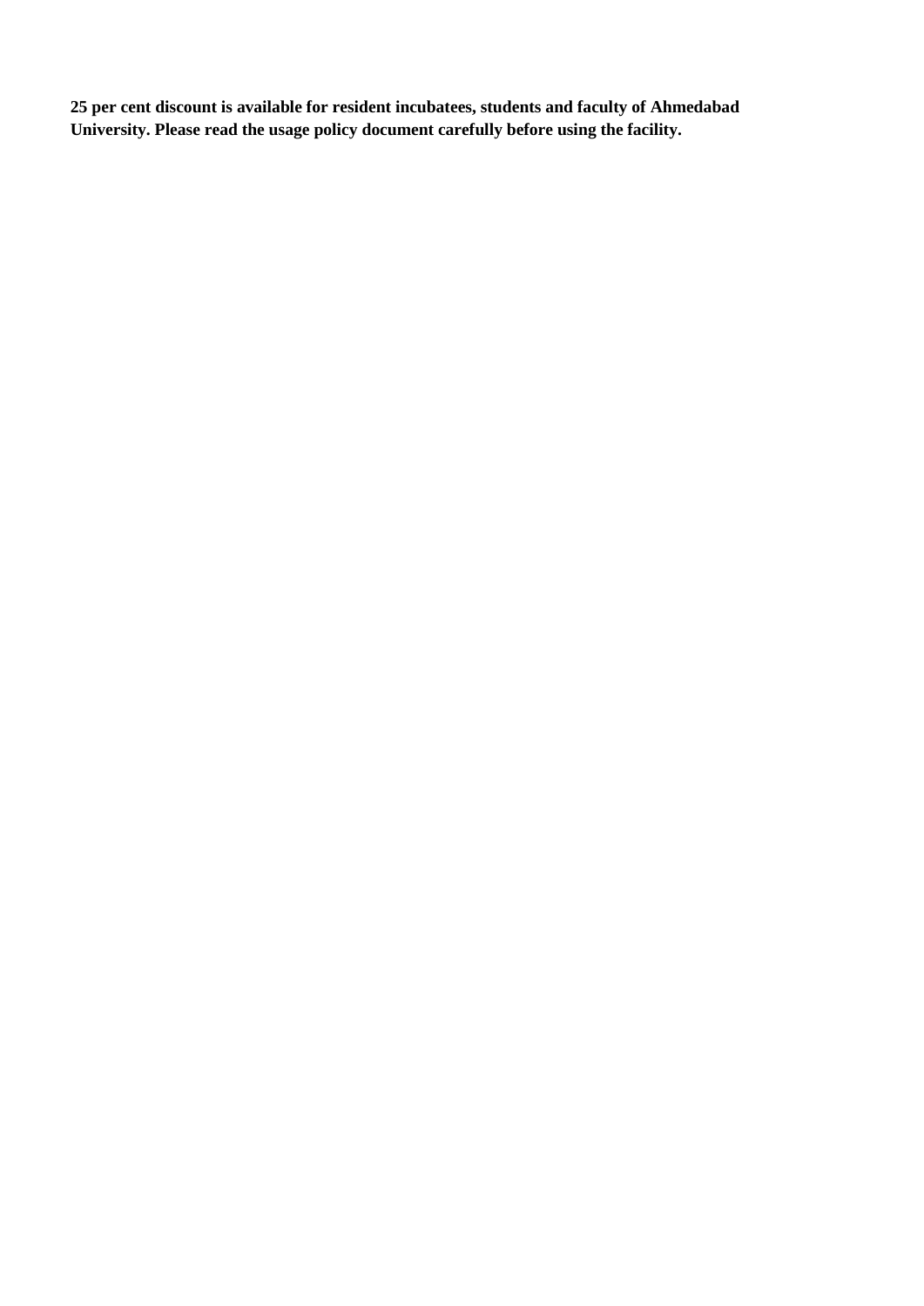**25 per cent discount is available for resident incubatees, students and faculty of Ahmedabad University. Please read the usage policy document carefully before using the facility.**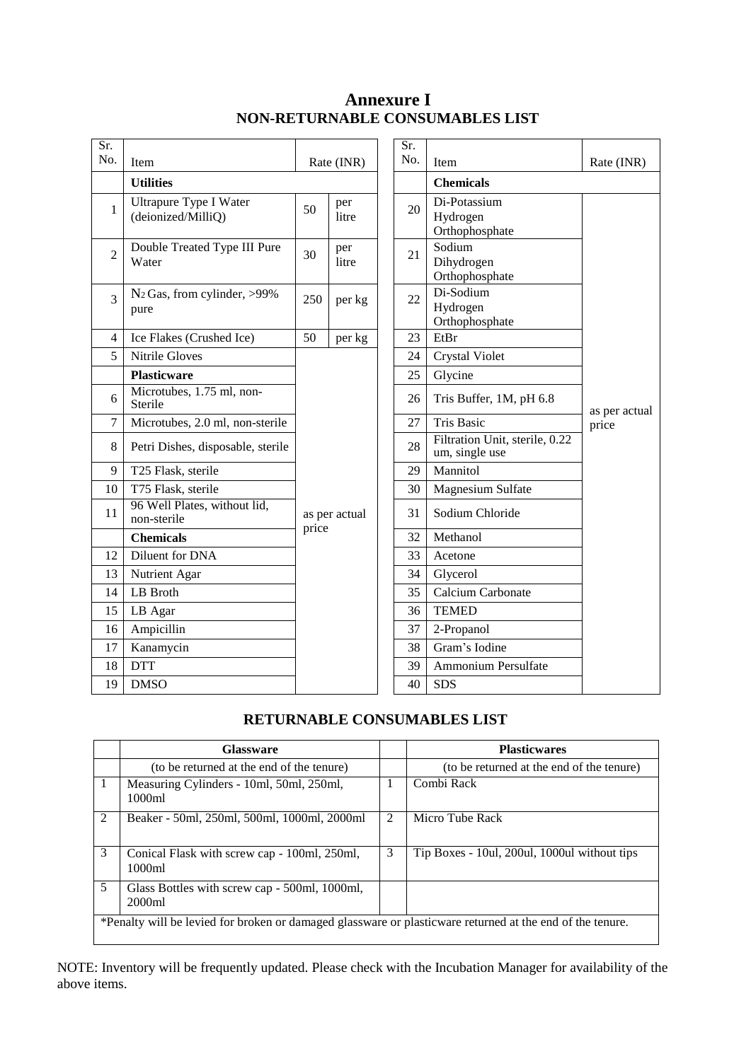# Annexure I

## NON-RETURNABLE CONSUMABLES LIST

| Sr. No. | Item | Rate (INR) | |
|---|---|---|---|
| | **Utilities** | | |
| 1 | Ultrapure Type I Water (deionized/MilliQ) | 50 | per litre |
| 2 | Double Treated Type III Pure Water | 30 | per litre |
| 3 | $N_2$ Gas, from cylinder, >99% pure | 250 | per kg |
| 4 | Ice Flakes (Crushed Ice) | 50 | per kg |
| 5 | Nitrile Gloves | as per actual price | |
| | **Plasticware** | | |
| 6 | Microtubes, 1.75 ml, non-Sterile | | |
| 7 | Microtubes, 2.0 ml, non-sterile | | |
| 8 | Petri Dishes, disposable, sterile | | |
| 9 | T25 Flask, sterile | | |
| 10 | T75 Flask, sterile | | |
| 11 | 96 Well Plates, without lid, non-sterile | | |
| | **Chemicals** | | |
| 12 | Diluent for DNA | | |
| 13 | Nutrient Agar | | |
| 14 | LB Broth | | |
| 15 | LB Agar | | |
| 16 | Ampicillin | | |
| 17 | Kanamycin | | |
| 18 | DTT | | |
| 19 | DMSO | | |

| Sr. No. | Item | Rate (INR) |
|---|---|---|
| | **Chemicals** | |
| 20 | Di-Potassium Hydrogen Orthophosphate | as per actual price |
| 21 | Sodium Dihydrogen Orthophosphate | |
| 22 | Di-Sodium Hydrogen Orthophosphate | |
| 23 | EtBr | |
| 24 | Crystal Violet | |
| 25 | Glycine | |
| 26 | Tris Buffer, 1M, pH 6.8 | |
| 27 | Tris Basic | |
| 28 | Filtration Unit, sterile, 0.22 um, single use | |
| 29 | Mannitol | |
| 30 | Magnesium Sulfate | |
| 31 | Sodium Chloride | |
| 32 | Methanol | |
| 33 | Acetone | |
| 34 | Glycerol | |
| 35 | Calcium Carbonate | |
| 36 | TEMED | |
| 37 | 2-Propanol | |
| 38 | Gram's Iodine | |
| 39 | Ammonium Persulfate | |
| 40 | SDS | |

## RETURNABLE CONSUMABLES LIST

| | Glassware | | Plasticwares |
|---|---|---|---|
| | (to be returned at the end of the tenure) | | (to be returned at the end of the tenure) |
| 1 | Measuring Cylinders - 10ml, 50ml, 250ml, 1000ml | 1 | Combi Rack |
| 2 | Beaker - 50ml, 250ml, 500ml, 1000ml, 2000ml | 2 | Micro Tube Rack |
| 3 | Conical Flask with screw cap - 100ml, 250ml, 1000ml | 3 | Tip Boxes - 10ul, 200ul, 1000ul without tips |
| 5 | Glass Bottles with screw cap - 500ml, 1000ml, 2000ml | | |

*Penalty will be levied for broken or damaged glassware or plasticware returned at the end of the tenure.

NOTE: Inventory will be frequently updated. Please check with the Incubation Manager for availability of the above items.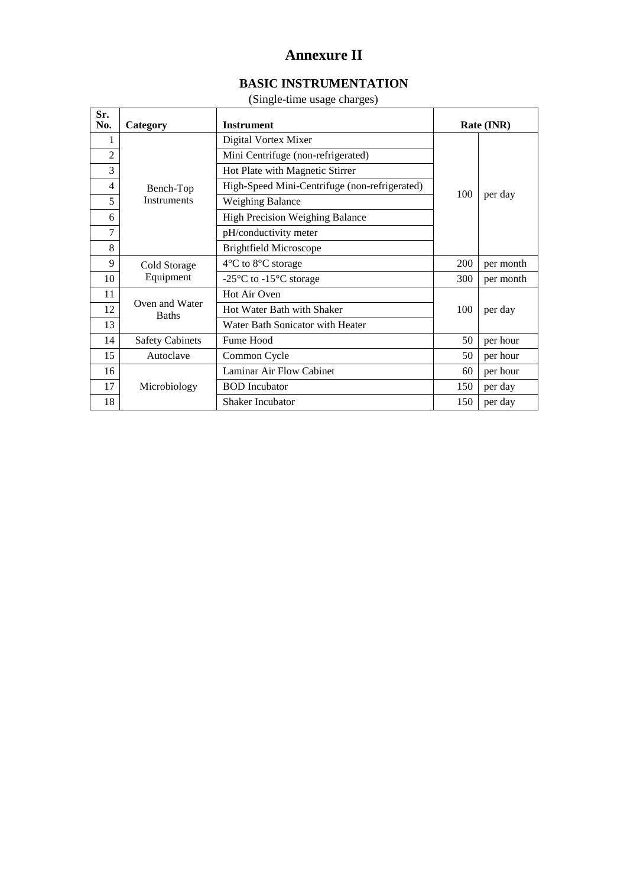# Annexure II

## BASIC INSTRUMENTATION

(Single-time usage charges)

| Sr. No. | Category | Instrument | Rate (INR) | |
|---|---|---|---|---|
| 1 | Bench-Top Instruments | Digital Vortex Mixer | 100 | per day |
| 2 | | Mini Centrifuge (non-refrigerated) | | |
| 3 | | Hot Plate with Magnetic Stirrer | | |
| 4 | | High-Speed Mini-Centrifuge (non-refrigerated) | | |
| 5 | | Weighing Balance | | |
| 6 | | High Precision Weighing Balance | | |
| 7 | | pH/conductivity meter | | |
| 8 | | Brightfield Microscope | | |
| 9 | Cold Storage Equipment | 4°C to 8°C storage | 200 | per month |
| 10 | | -25°C to -15°C storage | 300 | per month |
| 11 | Oven and Water Baths | Hot Air Oven | 100 | per day |
| 12 | | Hot Water Bath with Shaker | | |
| 13 | | Water Bath Sonicator with Heater | | |
| 14 | Safety Cabinets | Fume Hood | 50 | per hour |
| 15 | Autoclave | Common Cycle | 50 | per hour |
| 16 | Microbiology | Laminar Air Flow Cabinet | 60 | per hour |
| 17 | | BOD Incubator | 150 | per day |
| 18 | | Shaker Incubator | 150 | per day |